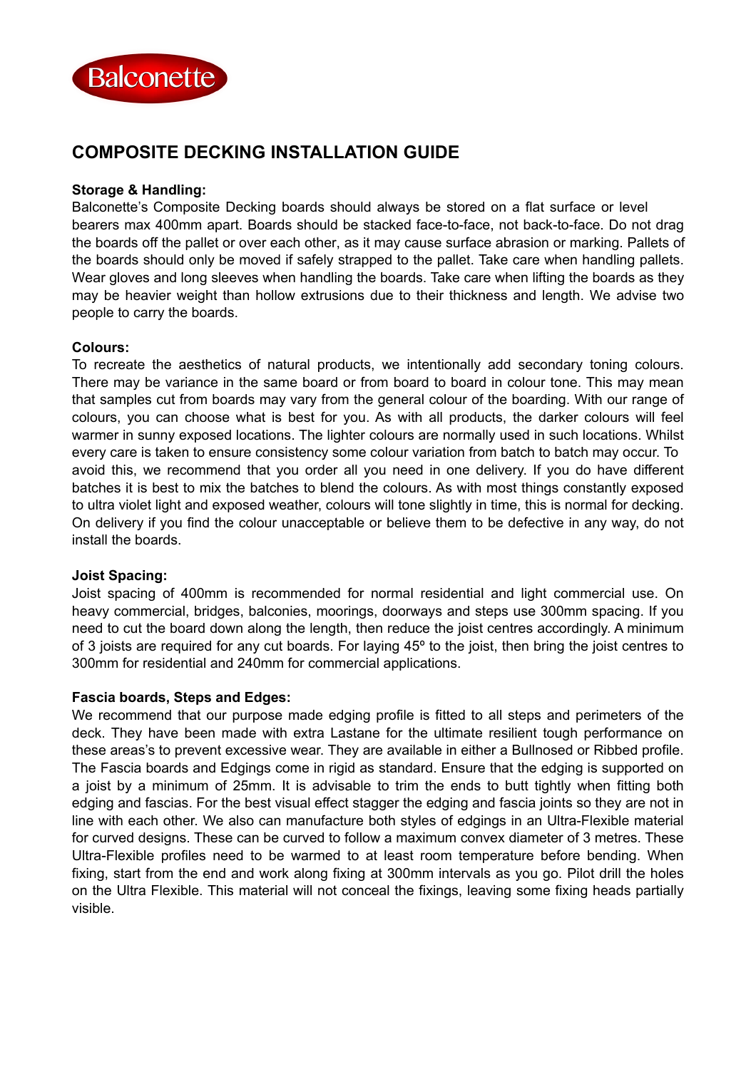Balconette

# COMPOSITE DECKING INSTALLATION GUIDE

**Storage & Handling:**
Balconette's Composite Decking boards should always be stored on a flat surface or level bearers max 400mm apart. Boards should be stacked face-to-face, not back-to-face. Do not drag the boards off the pallet or over each other, as it may cause surface abrasion or marking. Pallets of the boards should only be moved if safely strapped to the pallet. Take care when handling pallets. Wear gloves and long sleeves when handling the boards. Take care when lifting the boards as they may be heavier weight than hollow extrusions due to their thickness and length. We advise two people to carry the boards.

**Colours:**
To recreate the aesthetics of natural products, we intentionally add secondary toning colours. There may be variance in the same board or from board to board in colour tone. This may mean that samples cut from boards may vary from the general colour of the boarding. With our range of colours, you can choose what is best for you. As with all products, the darker colours will feel warmer in sunny exposed locations. The lighter colours are normally used in such locations. Whilst every care is taken to ensure consistency some colour variation from batch to batch may occur. To avoid this, we recommend that you order all you need in one delivery. If you do have different batches it is best to mix the batches to blend the colours. As with most things constantly exposed to ultra violet light and exposed weather, colours will tone slightly in time, this is normal for decking. On delivery if you find the colour unacceptable or believe them to be defective in any way, do not install the boards.

**Joist Spacing:**
Joist spacing of 400mm is recommended for normal residential and light commercial use. On heavy commercial, bridges, balconies, moorings, doorways and steps use 300mm spacing. If you need to cut the board down along the length, then reduce the joist centres accordingly. A minimum of 3 joists are required for any cut boards. For laying 45º to the joist, then bring the joist centres to 300mm for residential and 240mm for commercial applications.

**Fascia boards, Steps and Edges:**
We recommend that our purpose made edging profile is fitted to all steps and perimeters of the deck. They have been made with extra Lastane for the ultimate resilient tough performance on these areas's to prevent excessive wear. They are available in either a Bullnosed or Ribbed profile. The Fascia boards and Edgings come in rigid as standard. Ensure that the edging is supported on a joist by a minimum of 25mm. It is advisable to trim the ends to butt tightly when fitting both edging and fascias. For the best visual effect stagger the edging and fascia joints so they are not in line with each other. We also can manufacture both styles of edgings in an Ultra-Flexible material for curved designs. These can be curved to follow a maximum convex diameter of 3 metres. These Ultra-Flexible profiles need to be warmed to at least room temperature before bending. When fixing, start from the end and work along fixing at 300mm intervals as you go. Pilot drill the holes on the Ultra Flexible. This material will not conceal the fixings, leaving some fixing heads partially visible.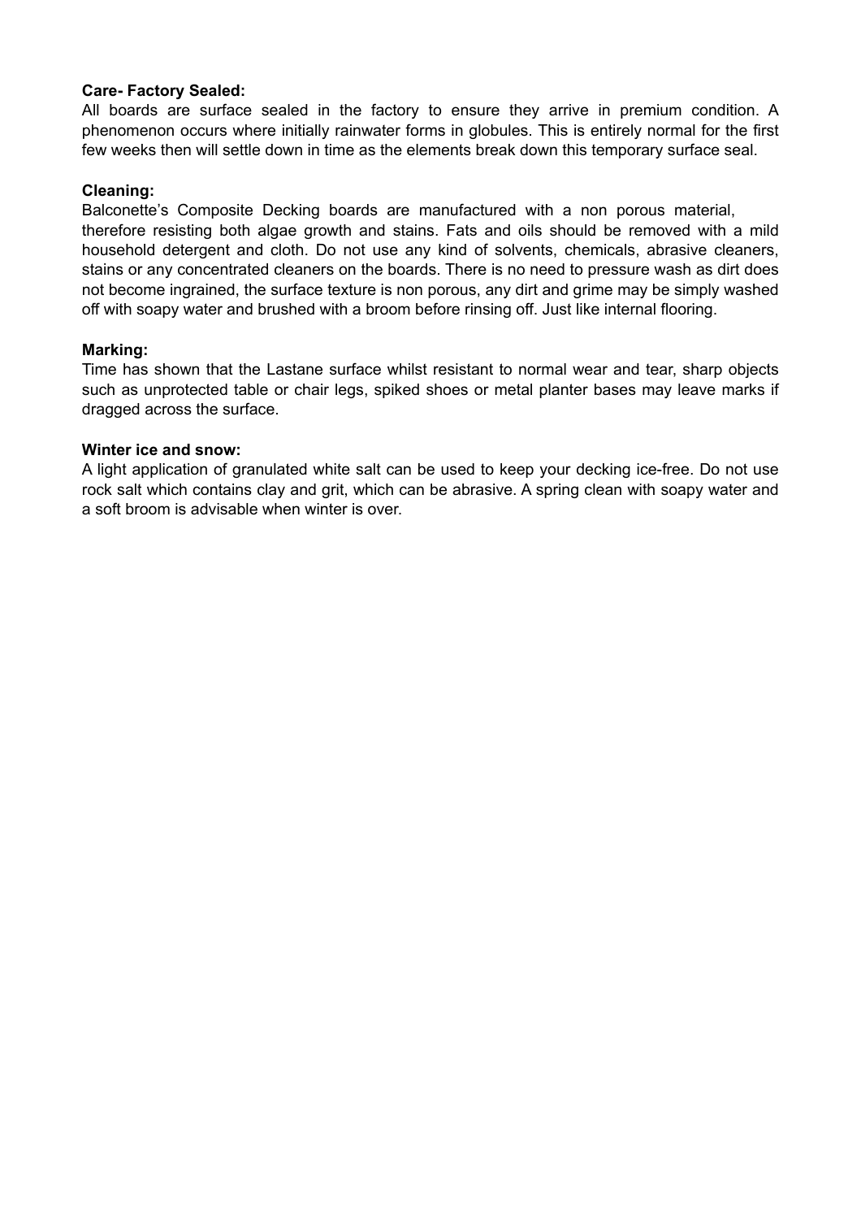**Care- Factory Sealed:**
All boards are surface sealed in the factory to ensure they arrive in premium condition. A phenomenon occurs where initially rainwater forms in globules. This is entirely normal for the first few weeks then will settle down in time as the elements break down this temporary surface seal.

**Cleaning:**
Balconette's Composite Decking boards are manufactured with a non porous material, therefore resisting both algae growth and stains. Fats and oils should be removed with a mild household detergent and cloth. Do not use any kind of solvents, chemicals, abrasive cleaners, stains or any concentrated cleaners on the boards. There is no need to pressure wash as dirt does not become ingrained, the surface texture is non porous, any dirt and grime may be simply washed off with soapy water and brushed with a broom before rinsing off. Just like internal flooring.

**Marking:**
Time has shown that the Lastane surface whilst resistant to normal wear and tear, sharp objects such as unprotected table or chair legs, spiked shoes or metal planter bases may leave marks if dragged across the surface.

**Winter ice and snow:**
A light application of granulated white salt can be used to keep your decking ice-free. Do not use rock salt which contains clay and grit, which can be abrasive. A spring clean with soapy water and a soft broom is advisable when winter is over.